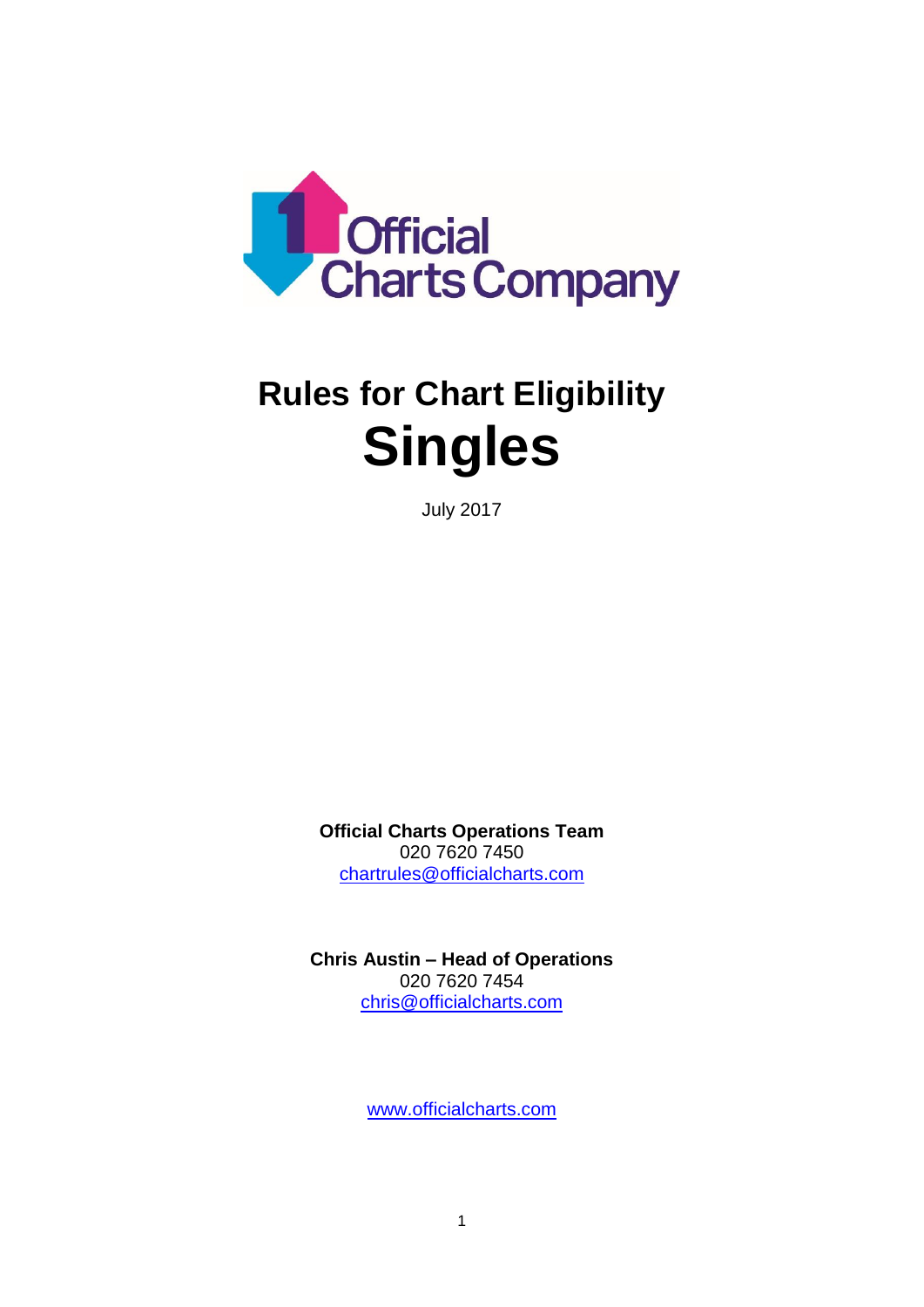Official Charts Company

# Rules for Chart Eligibility

# Singles

July 2017

**Official Charts Operations Team**
020 7620 7450
chartrules@officialcharts.com

**Chris Austin – Head of Operations**
020 7620 7454
chris@officialcharts.com

www.officialcharts.com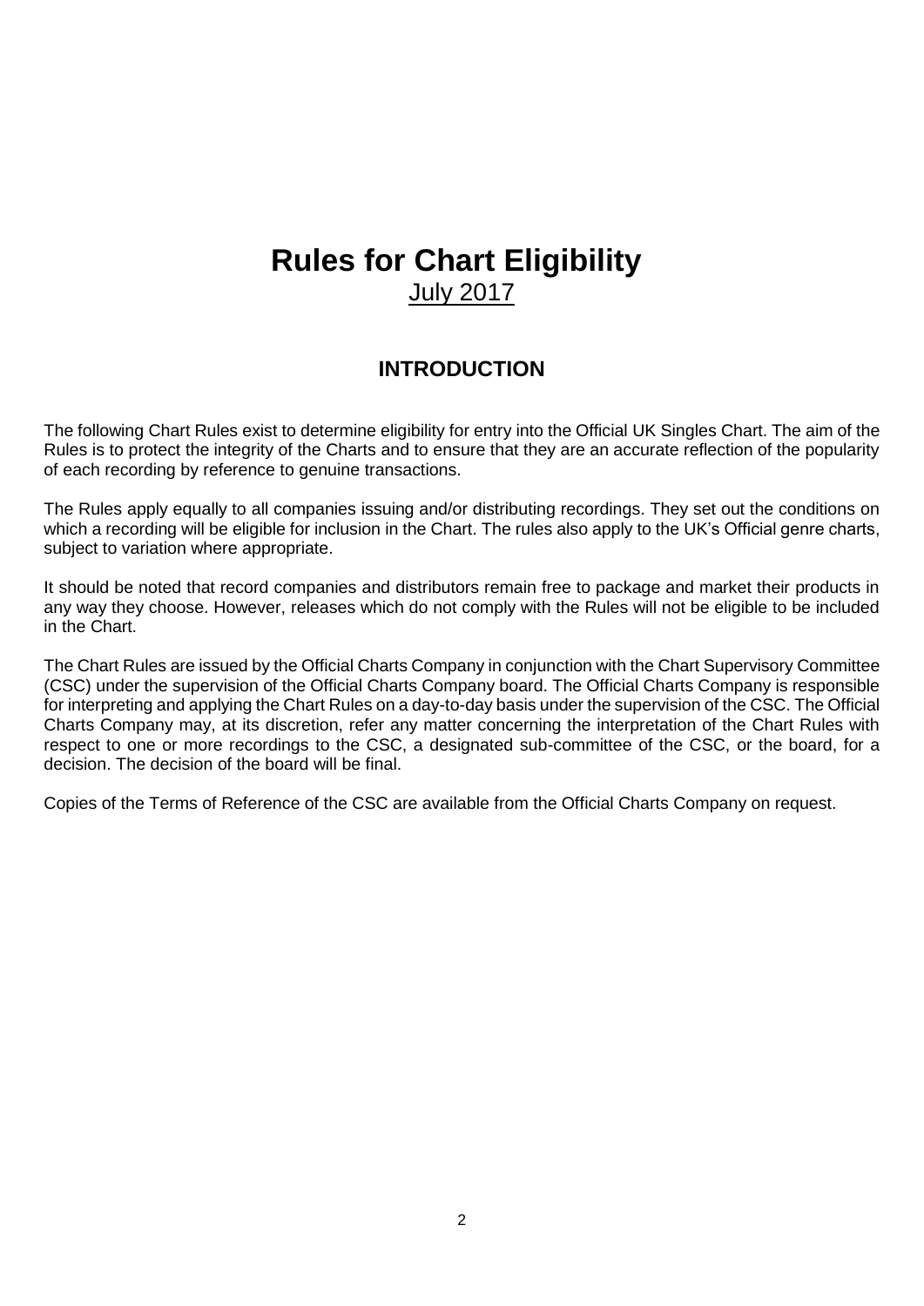# Rules for Chart Eligibility

July 2017

## INTRODUCTION

The following Chart Rules exist to determine eligibility for entry into the Official UK Singles Chart. The aim of the Rules is to protect the integrity of the Charts and to ensure that they are an accurate reflection of the popularity of each recording by reference to genuine transactions.

The Rules apply equally to all companies issuing and/or distributing recordings. They set out the conditions on which a recording will be eligible for inclusion in the Chart. The rules also apply to the UK's Official genre charts, subject to variation where appropriate.

It should be noted that record companies and distributors remain free to package and market their products in any way they choose. However, releases which do not comply with the Rules will not be eligible to be included in the Chart.

The Chart Rules are issued by the Official Charts Company in conjunction with the Chart Supervisory Committee (CSC) under the supervision of the Official Charts Company board. The Official Charts Company is responsible for interpreting and applying the Chart Rules on a day-to-day basis under the supervision of the CSC. The Official Charts Company may, at its discretion, refer any matter concerning the interpretation of the Chart Rules with respect to one or more recordings to the CSC, a designated sub-committee of the CSC, or the board, for a decision. The decision of the board will be final.

Copies of the Terms of Reference of the CSC are available from the Official Charts Company on request.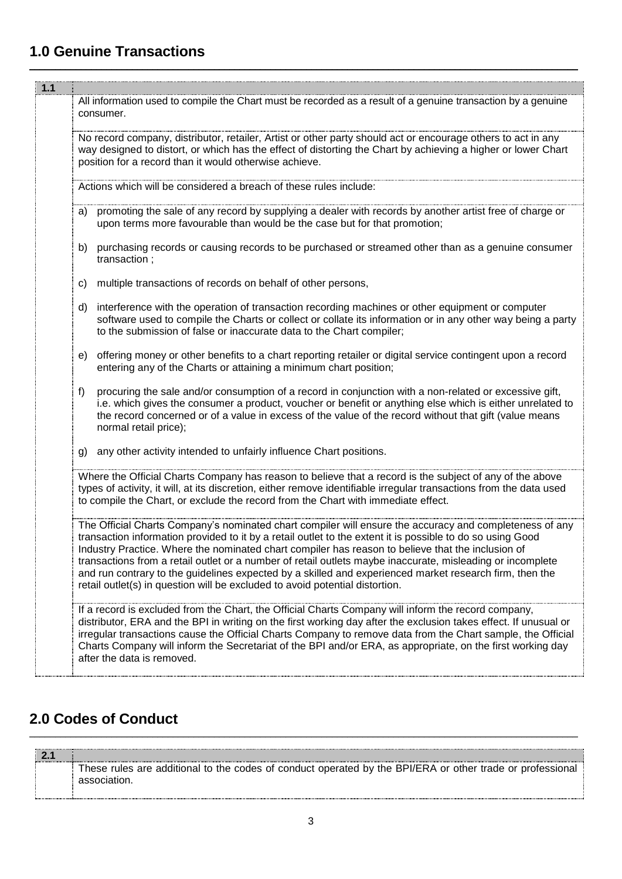## 1.0 Genuine Transactions

**1.1**

All information used to compile the Chart must be recorded as a result of a genuine transaction by a genuine consumer.

No record company, distributor, retailer, Artist or other party should act or encourage others to act in any way designed to distort, or which has the effect of distorting the Chart by achieving a higher or lower Chart position for a record than it would otherwise achieve.

Actions which will be considered a breach of these rules include:

a) promoting the sale of any record by supplying a dealer with records by another artist free of charge or upon terms more favourable than would be the case but for that promotion;

b) purchasing records or causing records to be purchased or streamed other than as a genuine consumer transaction ;

c) multiple transactions of records on behalf of other persons,

d) interference with the operation of transaction recording machines or other equipment or computer software used to compile the Charts or collect or collate its information or in any other way being a party to the submission of false or inaccurate data to the Chart compiler;

e) offering money or other benefits to a chart reporting retailer or digital service contingent upon a record entering any of the Charts or attaining a minimum chart position;

f) procuring the sale and/or consumption of a record in conjunction with a non-related or excessive gift, i.e. which gives the consumer a product, voucher or benefit or anything else which is either unrelated to the record concerned or of a value in excess of the value of the record without that gift (value means normal retail price);

g) any other activity intended to unfairly influence Chart positions.

Where the Official Charts Company has reason to believe that a record is the subject of any of the above types of activity, it will, at its discretion, either remove identifiable irregular transactions from the data used to compile the Chart, or exclude the record from the Chart with immediate effect.

The Official Charts Company's nominated chart compiler will ensure the accuracy and completeness of any transaction information provided to it by a retail outlet to the extent it is possible to do so using Good Industry Practice. Where the nominated chart compiler has reason to believe that the inclusion of transactions from a retail outlet or a number of retail outlets maybe inaccurate, misleading or incomplete and run contrary to the guidelines expected by a skilled and experienced market research firm, then the retail outlet(s) in question will be excluded to avoid potential distortion.

If a record is excluded from the Chart, the Official Charts Company will inform the record company, distributor, ERA and the BPI in writing on the first working day after the exclusion takes effect. If unusual or irregular transactions cause the Official Charts Company to remove data from the Chart sample, the Official Charts Company will inform the Secretariat of the BPI and/or ERA, as appropriate, on the first working day after the data is removed.

## 2.0 Codes of Conduct

**2.1**

These rules are additional to the codes of conduct operated by the BPI/ERA or other trade or professional association.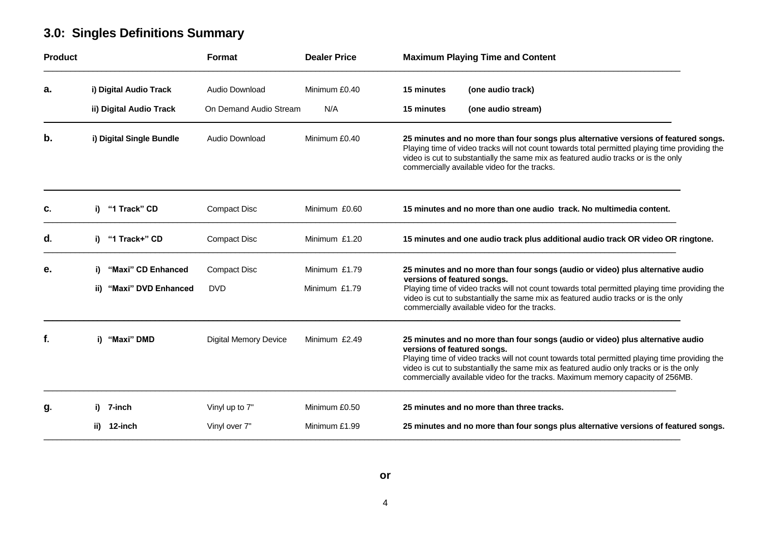## 3.0: Singles Definitions Summary

| Product | | Format | Dealer Price | Maximum Playing Time and Content |
|---|---|---|---|---|
| **a.** | **i) Digital Audio Track** | Audio Download | Minimum £0.40 | **15 minutes (one audio track)** |
| | **ii) Digital Audio Track** | On Demand Audio Stream | N/A | **15 minutes (one audio stream)** |
| **b.** | **i) Digital Single Bundle** | Audio Download | Minimum £0.40 | **25 minutes and no more than four songs plus alternative versions of featured songs.** Playing time of video tracks will not count towards total permitted playing time providing the video is cut to substantially the same mix as featured audio tracks or is the only commercially available video for the tracks. |
| **c.** | **i) "1 Track" CD** | Compact Disc | Minimum £0.60 | **15 minutes and no more than one audio track. No multimedia content.** |
| **d.** | **i) "1 Track+" CD** | Compact Disc | Minimum £1.20 | **15 minutes and one audio track plus additional audio track OR video OR ringtone.** |
| **e.** | **i) "Maxi" CD Enhanced** | Compact Disc | Minimum £1.79 | **25 minutes and no more than four songs (audio or video) plus alternative audio versions of featured songs.** Playing time of video tracks will not count towards total permitted playing time providing the video is cut to substantially the same mix as featured audio tracks or is the only commercially available video for the tracks. |
| | **ii) "Maxi" DVD Enhanced** | DVD | Minimum £1.79 | |
| **f.** | **i) "Maxi" DMD** | Digital Memory Device | Minimum £2.49 | **25 minutes and no more than four songs (audio or video) plus alternative audio versions of featured songs.** Playing time of video tracks will not count towards total permitted playing time providing the video is cut to substantially the same mix as featured audio only tracks or is the only commercially available video for the tracks. Maximum memory capacity of 256MB. |
| **g.** | **i) 7-inch** | Vinyl up to 7" | Minimum £0.50 | **25 minutes and no more than three tracks.** |
| | **ii) 12-inch** | Vinyl over 7" | Minimum £1.99 | **25 minutes and no more than four songs plus alternative versions of featured songs.** |

**or**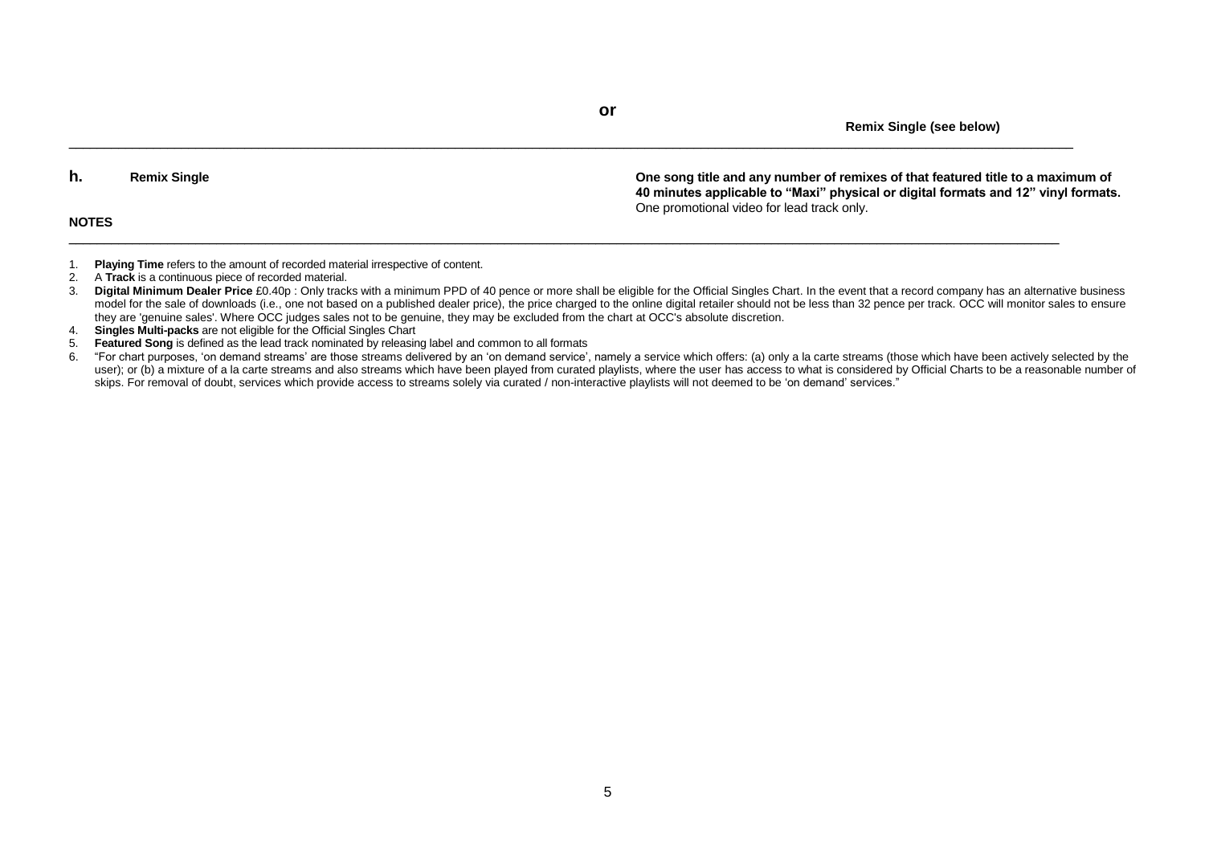**or**

**Remix Single (see below)**

---

| | |
|---|---|
| **h.** **Remix Single** | **One song title and any number of remixes of that featured title to a maximum of 40 minutes applicable to "Maxi" physical or digital formats and 12" vinyl formats.** One promotional video for lead track only. |

**NOTES**

---

1. **Playing Time** refers to the amount of recorded material irrespective of content.
2. A **Track** is a continuous piece of recorded material.
3. **Digital Minimum Dealer Price** £0.40p : Only tracks with a minimum PPD of 40 pence or more shall be eligible for the Official Singles Chart. In the event that a record company has an alternative business model for the sale of downloads (i.e., one not based on a published dealer price), the price charged to the online digital retailer should not be less than 32 pence per track. OCC will monitor sales to ensure they are 'genuine sales'. Where OCC judges sales not to be genuine, they may be excluded from the chart at OCC's absolute discretion.
4. **Singles Multi-packs** are not eligible for the Official Singles Chart
5. **Featured Song** is defined as the lead track nominated by releasing label and common to all formats
6. "For chart purposes, 'on demand streams' are those streams delivered by an 'on demand service', namely a service which offers: (a) only a la carte streams (those which have been actively selected by the user); or (b) a mixture of a la carte streams and also streams which have been played from curated playlists, where the user has access to what is considered by Official Charts to be a reasonable number of skips. For removal of doubt, services which provide access to streams solely via curated / non-interactive playlists will not deemed to be 'on demand' services."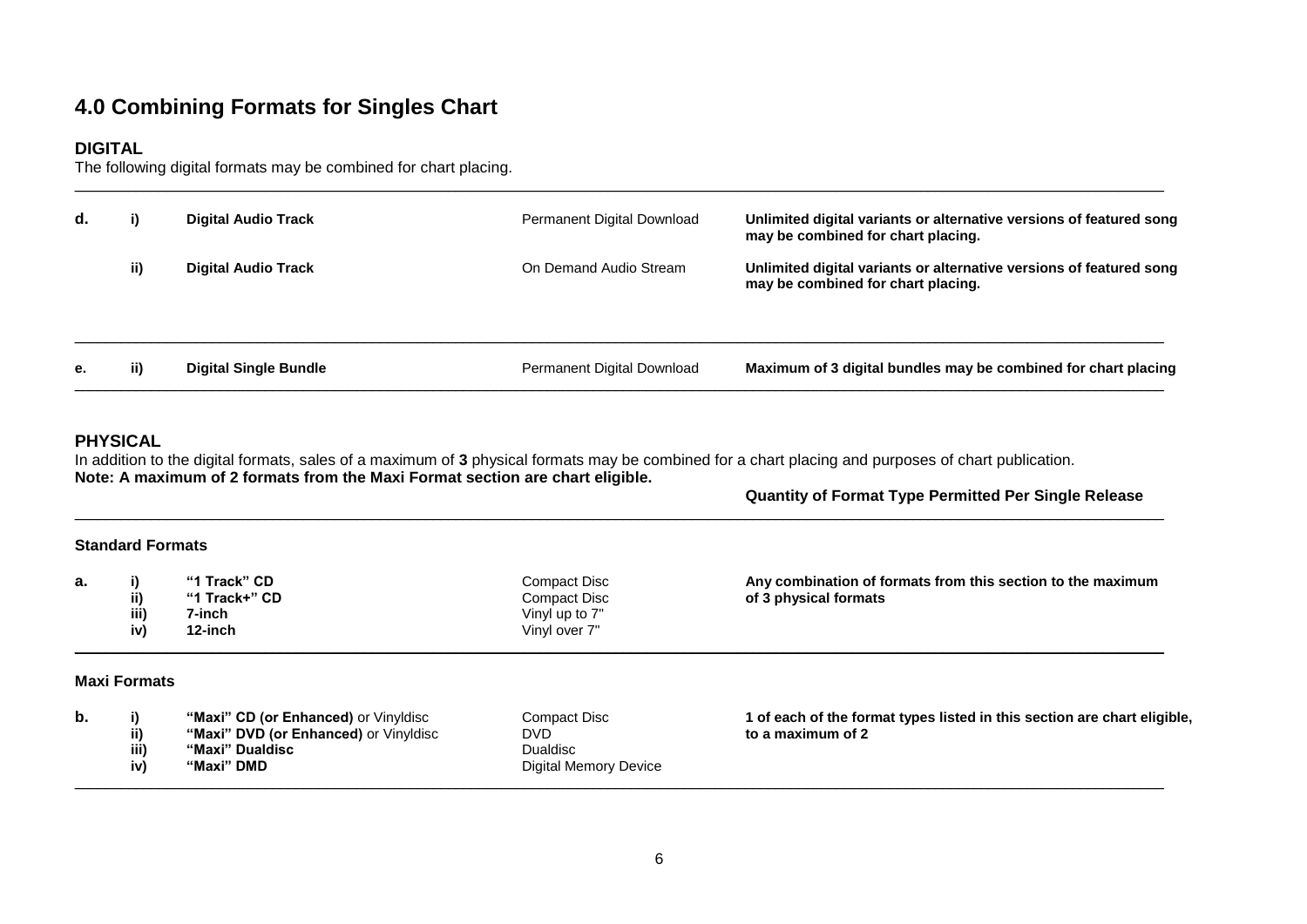# 4.0 Combining Formats for Singles Chart

## DIGITAL

The following digital formats may be combined for chart placing.

| | | | | |
|---|---|---|---|---|
| **d.** | **i)** | **Digital Audio Track** | Permanent Digital Download | **Unlimited digital variants or alternative versions of featured song may be combined for chart placing.** |
| | **ii)** | **Digital Audio Track** | On Demand Audio Stream | **Unlimited digital variants or alternative versions of featured song may be combined for chart placing.** |
| **e.** | **ii)** | **Digital Single Bundle** | Permanent Digital Download | **Maximum of 3 digital bundles may be combined for chart placing** |

## PHYSICAL

In addition to the digital formats, sales of a maximum of **3** physical formats may be combined for a chart placing and purposes of chart publication.
**Note: A maximum of 2 formats from the Maxi Format section are chart eligible.**

| | | | | **Quantity of Format Type Permitted Per Single Release** |
|---|---|---|---|---|
| **Standard Formats** | | | | |
| **a.** | **i)** | **"1 Track" CD** | Compact Disc | **Any combination of formats from this section to the maximum of 3 physical formats** |
| | **ii)** | **"1 Track+" CD** | Compact Disc | |
| | **iii)** | **7-inch** | Vinyl up to 7" | |
| | **iv)** | **12-inch** | Vinyl over 7" | |
| **Maxi Formats** | | | | |
| **b.** | **i)** | **"Maxi" CD (or Enhanced)** or Vinyldisc | Compact Disc | **1 of each of the format types listed in this section are chart eligible, to a maximum of 2** |
| | **ii)** | **"Maxi" DVD (or Enhanced)** or Vinyldisc | DVD | |
| | **iii)** | **"Maxi" Dualdisc** | Dualdisc | |
| | **iv)** | **"Maxi" DMD** | Digital Memory Device | |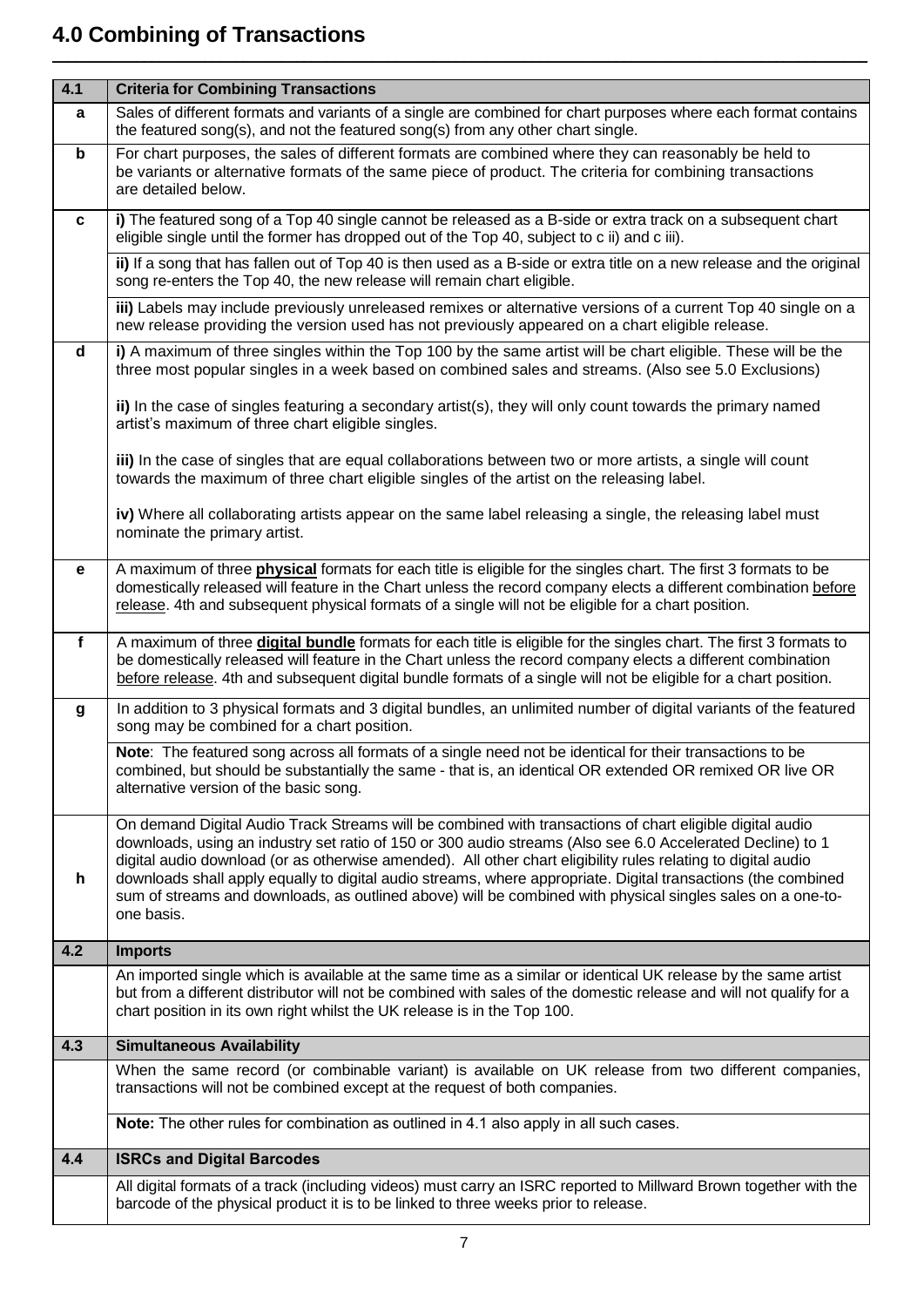## 4.0 Combining of Transactions

| 4.1 | Criteria for Combining Transactions |
|---|---|
| **a** | Sales of different formats and variants of a single are combined for chart purposes where each format contains the featured song(s), and not the featured song(s) from any other chart single. |
| **b** | For chart purposes, the sales of different formats are combined where they can reasonably be held to be variants or alternative formats of the same piece of product. The criteria for combining transactions are detailed below. |
| **c** | **i)** The featured song of a Top 40 single cannot be released as a B-side or extra track on a subsequent chart eligible single until the former has dropped out of the Top 40, subject to c ii) and c iii). |
| | **ii)** If a song that has fallen out of Top 40 is then used as a B-side or extra title on a new release and the original song re-enters the Top 40, the new release will remain chart eligible. |
| | **iii)** Labels may include previously unreleased remixes or alternative versions of a current Top 40 single on a new release providing the version used has not previously appeared on a chart eligible release. |
| **d** | **i)** A maximum of three singles within the Top 100 by the same artist will be chart eligible. These will be the three most popular singles in a week based on combined sales and streams. (Also see 5.0 Exclusions)<br><br>**ii)** In the case of singles featuring a secondary artist(s), they will only count towards the primary named artist's maximum of three chart eligible singles.<br><br>**iii)** In the case of singles that are equal collaborations between two or more artists, a single will count towards the maximum of three chart eligible singles of the artist on the releasing label.<br><br>**iv)** Where all collaborating artists appear on the same label releasing a single, the releasing label must nominate the primary artist. |
| **e** | A maximum of three **physical** formats for each title is eligible for the singles chart. The first 3 formats to be domestically released will feature in the Chart unless the record company elects a different combination before release. 4th and subsequent physical formats of a single will not be eligible for a chart position. |
| **f** | A maximum of three **digital bundle** formats for each title is eligible for the singles chart. The first 3 formats to be domestically released will feature in the Chart unless the record company elects a different combination before release. 4th and subsequent digital bundle formats of a single will not be eligible for a chart position. |
| **g** | In addition to 3 physical formats and 3 digital bundles, an unlimited number of digital variants of the featured song may be combined for a chart position. |
| | **Note**: The featured song across all formats of a single need not be identical for their transactions to be combined, but should be substantially the same - that is, an identical OR extended OR remixed OR live OR alternative version of the basic song. |
| **h** | On demand Digital Audio Track Streams will be combined with transactions of chart eligible digital audio downloads, using an industry set ratio of 150 or 300 audio streams (Also see 6.0 Accelerated Decline) to 1 digital audio download (or as otherwise amended). All other chart eligibility rules relating to digital audio downloads shall apply equally to digital audio streams, where appropriate. Digital transactions (the combined sum of streams and downloads, as outlined above) will be combined with physical singles sales on a one-to-one basis. |
| **4.2** | **Imports** |
| | An imported single which is available at the same time as a similar or identical UK release by the same artist but from a different distributor will not be combined with sales of the domestic release and will not qualify for a chart position in its own right whilst the UK release is in the Top 100. |
| **4.3** | **Simultaneous Availability** |
| | When the same record (or combinable variant) is available on UK release from two different companies, transactions will not be combined except at the request of both companies. |
| | **Note:** The other rules for combination as outlined in 4.1 also apply in all such cases. |
| **4.4** | **ISRCs and Digital Barcodes** |
| | All digital formats of a track (including videos) must carry an ISRC reported to Millward Brown together with the barcode of the physical product it is to be linked to three weeks prior to release. |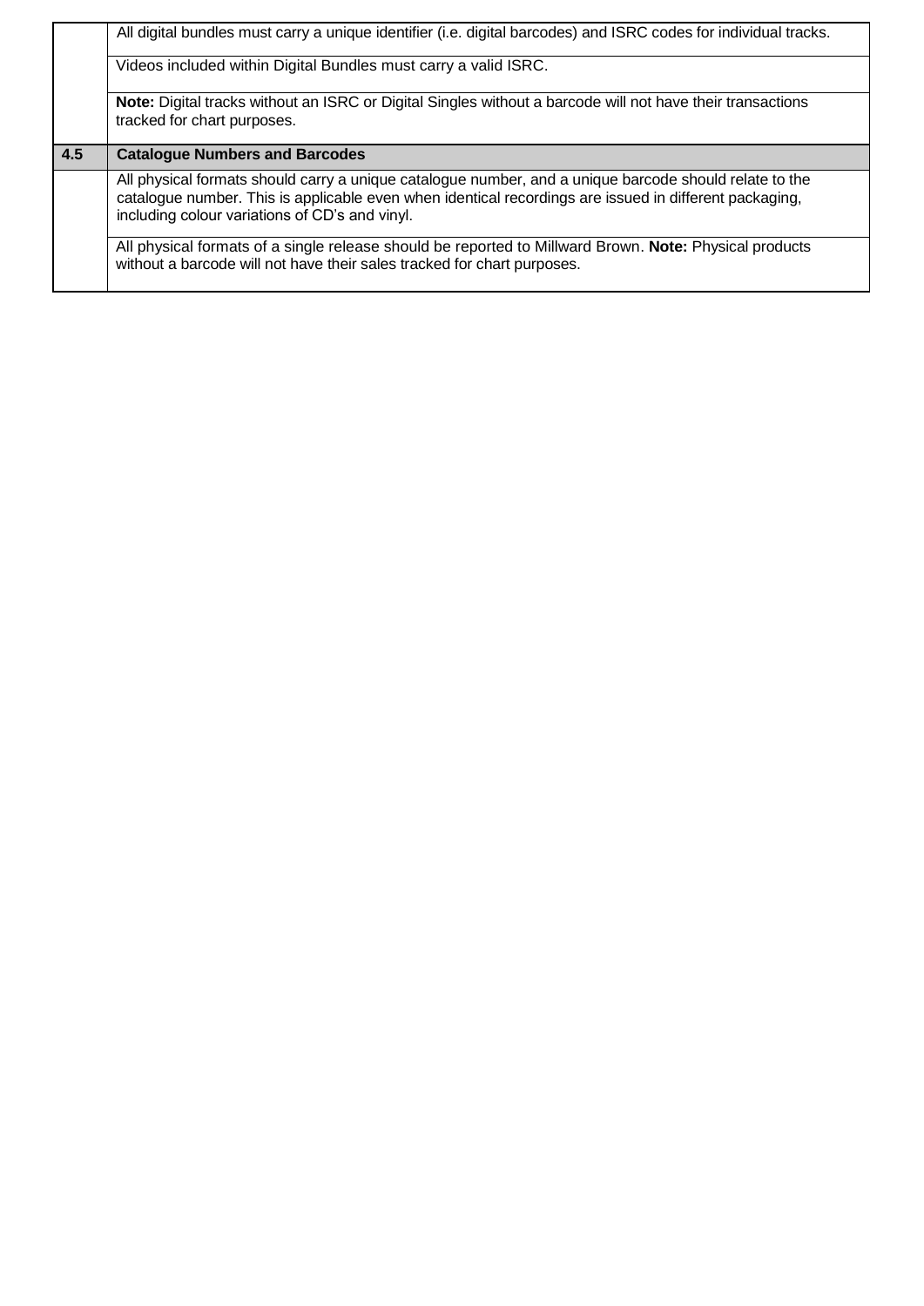| | |
|---|---|
| | All digital bundles must carry a unique identifier (i.e. digital barcodes) and ISRC codes for individual tracks. |
| | Videos included within Digital Bundles must carry a valid ISRC. |
| | **Note:** Digital tracks without an ISRC or Digital Singles without a barcode will not have their transactions tracked for chart purposes. |
| **4.5** | **Catalogue Numbers and Barcodes** |
| | All physical formats should carry a unique catalogue number, and a unique barcode should relate to the catalogue number. This is applicable even when identical recordings are issued in different packaging, including colour variations of CD's and vinyl. |
| | All physical formats of a single release should be reported to Millward Brown. **Note:** Physical products without a barcode will not have their sales tracked for chart purposes. |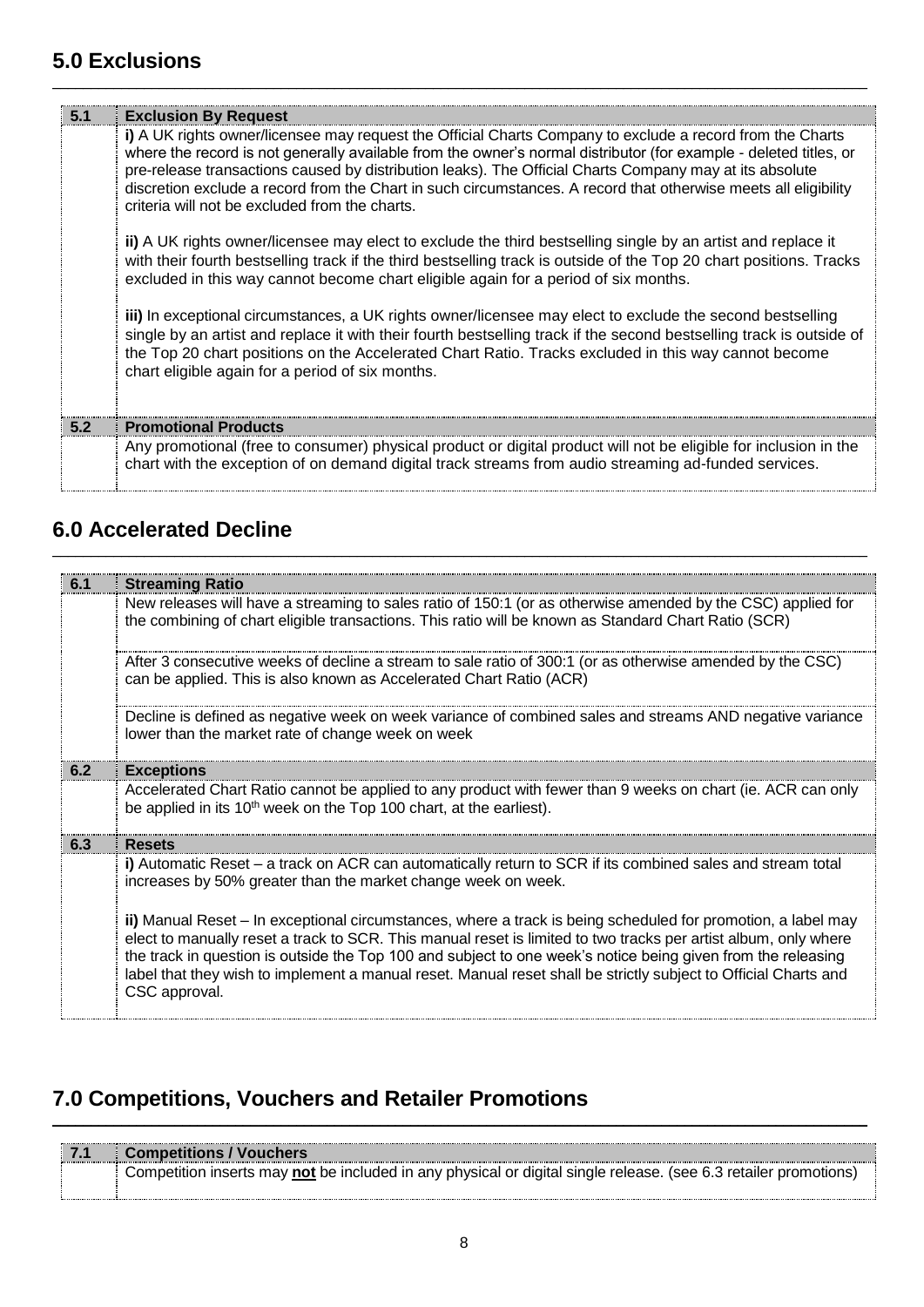## 5.0 Exclusions

### 5.1 Exclusion By Request

**i)** A UK rights owner/licensee may request the Official Charts Company to exclude a record from the Charts where the record is not generally available from the owner's normal distributor (for example - deleted titles, or pre-release transactions caused by distribution leaks). The Official Charts Company may at its absolute discretion exclude a record from the Chart in such circumstances. A record that otherwise meets all eligibility criteria will not be excluded from the charts.

**ii)** A UK rights owner/licensee may elect to exclude the third bestselling single by an artist and replace it with their fourth bestselling track if the third bestselling track is outside of the Top 20 chart positions. Tracks excluded in this way cannot become chart eligible again for a period of six months.

**iii)** In exceptional circumstances, a UK rights owner/licensee may elect to exclude the second bestselling single by an artist and replace it with their fourth bestselling track if the second bestselling track is outside of the Top 20 chart positions on the Accelerated Chart Ratio. Tracks excluded in this way cannot become chart eligible again for a period of six months.

### 5.2 Promotional Products

Any promotional (free to consumer) physical product or digital product will not be eligible for inclusion in the chart with the exception of on demand digital track streams from audio streaming ad-funded services.

## 6.0 Accelerated Decline

### 6.1 Streaming Ratio

New releases will have a streaming to sales ratio of 150:1 (or as otherwise amended by the CSC) applied for the combining of chart eligible transactions. This ratio will be known as Standard Chart Ratio (SCR)

After 3 consecutive weeks of decline a stream to sale ratio of 300:1 (or as otherwise amended by the CSC) can be applied. This is also known as Accelerated Chart Ratio (ACR)

Decline is defined as negative week on week variance of combined sales and streams AND negative variance lower than the market rate of change week on week

### 6.2 Exceptions

Accelerated Chart Ratio cannot be applied to any product with fewer than 9 weeks on chart (ie. ACR can only be applied in its 10th week on the Top 100 chart, at the earliest).

### 6.3 Resets

**i)** Automatic Reset – a track on ACR can automatically return to SCR if its combined sales and stream total increases by 50% greater than the market change week on week.

**ii)** Manual Reset – In exceptional circumstances, where a track is being scheduled for promotion, a label may elect to manually reset a track to SCR. This manual reset is limited to two tracks per artist album, only where the track in question is outside the Top 100 and subject to one week's notice being given from the releasing label that they wish to implement a manual reset. Manual reset shall be strictly subject to Official Charts and CSC approval.

## 7.0 Competitions, Vouchers and Retailer Promotions

### 7.1 Competitions / Vouchers

Competition inserts may **not** be included in any physical or digital single release. (see 6.3 retailer promotions)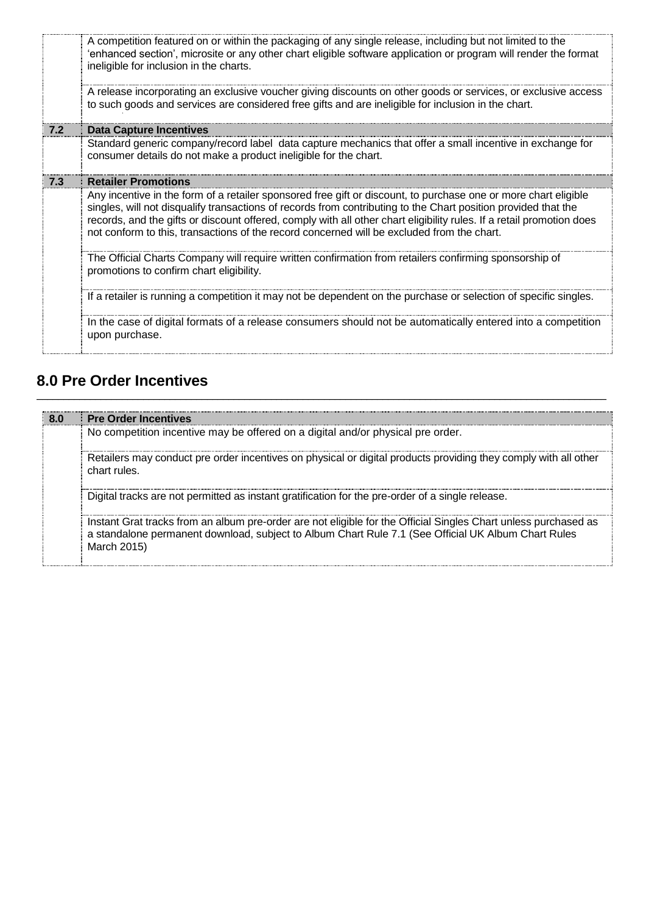| | |
|---|---|
| | A competition featured on or within the packaging of any single release, including but not limited to the 'enhanced section', microsite or any other chart eligible software application or program will render the format ineligible for inclusion in the charts. |
| | A release incorporating an exclusive voucher giving discounts on other goods or services, or exclusive access to such goods and services are considered free gifts and are ineligible for inclusion in the chart. |
| **7.2** | **Data Capture Incentives** |
| | Standard generic company/record label data capture mechanics that offer a small incentive in exchange for consumer details do not make a product ineligible for the chart. |
| **7.3** | **Retailer Promotions** |
| | Any incentive in the form of a retailer sponsored free gift or discount, to purchase one or more chart eligible singles, will not disqualify transactions of records from contributing to the Chart position provided that the records, and the gifts or discount offered, comply with all other chart eligibility rules. If a retail promotion does not conform to this, transactions of the record concerned will be excluded from the chart. |
| | The Official Charts Company will require written confirmation from retailers confirming sponsorship of promotions to confirm chart eligibility. |
| | If a retailer is running a competition it may not be dependent on the purchase or selection of specific singles. |
| | In the case of digital formats of a release consumers should not be automatically entered into a competition upon purchase. |

## 8.0 Pre Order Incentives

| | |
|---|---|
| **8.0** | **Pre Order Incentives** |
| | No competition incentive may be offered on a digital and/or physical pre order. |
| | Retailers may conduct pre order incentives on physical or digital products providing they comply with all other chart rules. |
| | Digital tracks are not permitted as instant gratification for the pre-order of a single release. |
| | Instant Grat tracks from an album pre-order are not eligible for the Official Singles Chart unless purchased as a standalone permanent download, subject to Album Chart Rule 7.1 (See Official UK Album Chart Rules March 2015) |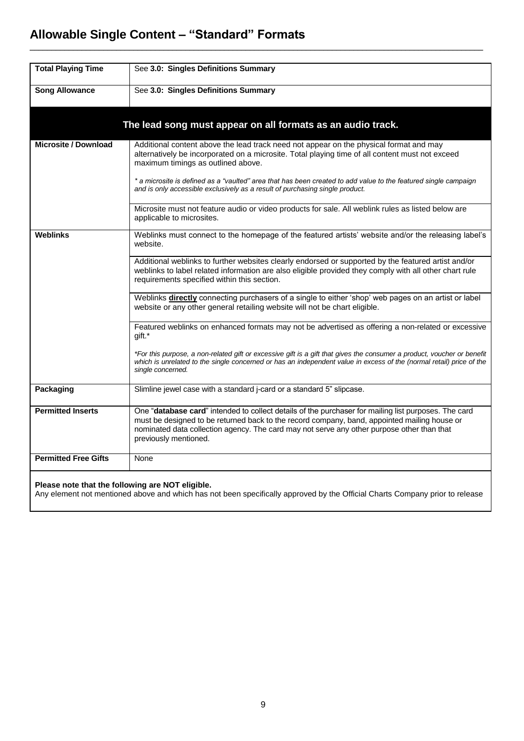# Allowable Single Content – "Standard" Formats

| | |
|---|---|
| **Total Playing Time** | See **3.0: Singles Definitions Summary** |
| **Song Allowance** | See **3.0: Singles Definitions Summary** |
| **The lead song must appear on all formats as an audio track.** | |
| **Microsite / Download** | Additional content above the lead track need not appear on the physical format and may alternatively be incorporated on a microsite. Total playing time of all content must not exceed maximum timings as outlined above.<br><br>*\* a microsite is defined as a "vaulted" area that has been created to add value to the featured single campaign and is only accessible exclusively as a result of purchasing single product.* |
| | Microsite must not feature audio or video products for sale. All weblink rules as listed below are applicable to microsites. |
| **Weblinks** | Weblinks must connect to the homepage of the featured artists' website and/or the releasing label's website. |
| | Additional weblinks to further websites clearly endorsed or supported by the featured artist and/or weblinks to label related information are also eligible provided they comply with all other chart rule requirements specified within this section. |
| | Weblinks **directly** connecting purchasers of a single to either 'shop' web pages on an artist or label website or any other general retailing website will not be chart eligible. |
| | Featured weblinks on enhanced formats may not be advertised as offering a non-related or excessive gift.*<br><br>*\*For this purpose, a non-related gift or excessive gift is a gift that gives the consumer a product, voucher or benefit which is unrelated to the single concerned or has an independent value in excess of the (normal retail) price of the single concerned.* |
| **Packaging** | Slimline jewel case with a standard j-card or a standard 5" slipcase. |
| **Permitted Inserts** | One "**database card**" intended to collect details of the purchaser for mailing list purposes. The card must be designed to be returned back to the record company, band, appointed mailing house or nominated data collection agency. The card may not serve any other purpose other than that previously mentioned. |
| **Permitted Free Gifts** | None |

**Please note that the following are NOT eligible.**
Any element not mentioned above and which has not been specifically approved by the Official Charts Company prior to release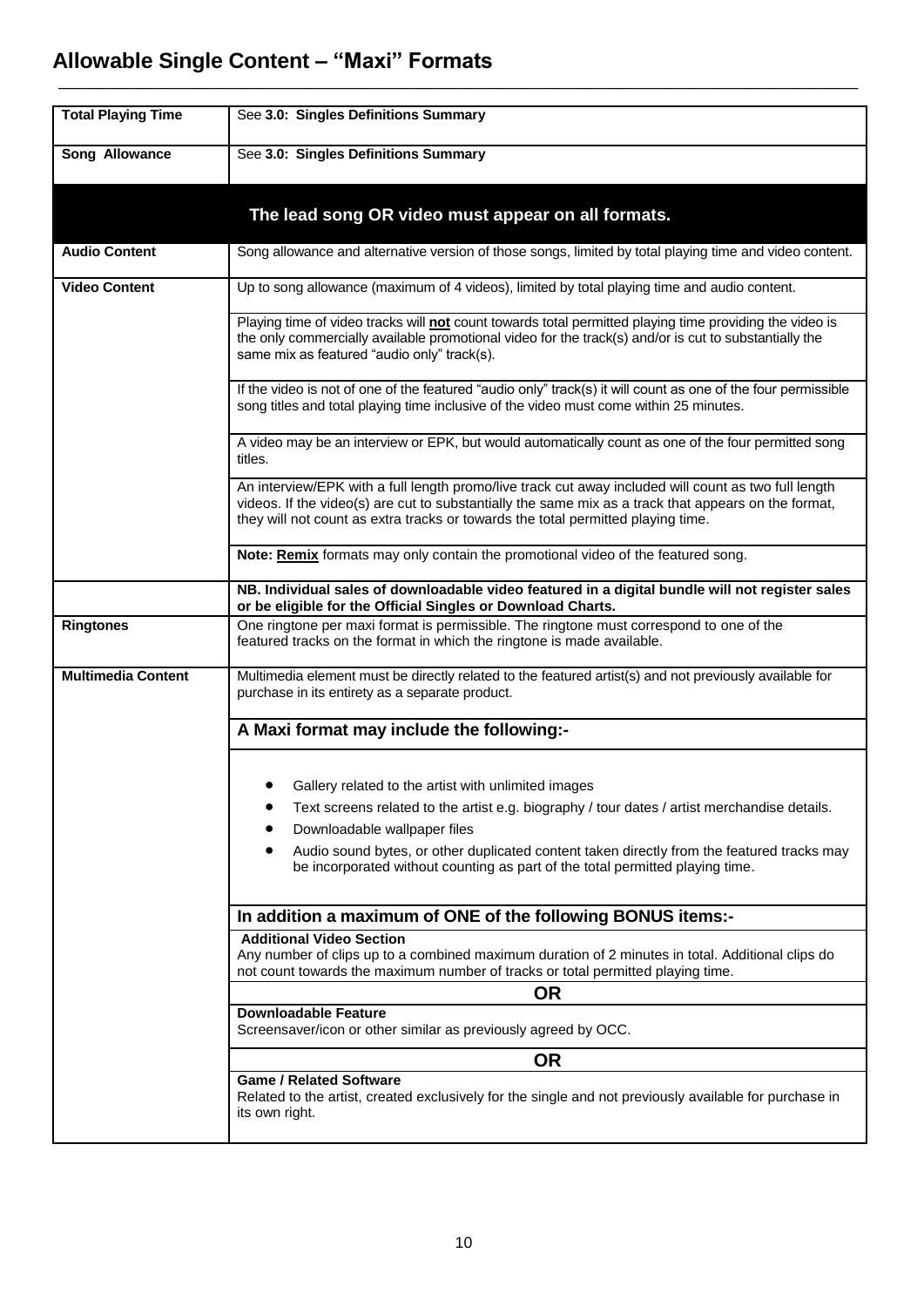## Allowable Single Content – "Maxi" Formats

| | |
|---|---|
| **Total Playing Time** | See **3.0: Singles Definitions Summary** |
| **Song Allowance** | See **3.0: Singles Definitions Summary** |
| | **The lead song OR video must appear on all formats.** |
| **Audio Content** | Song allowance and alternative version of those songs, limited by total playing time and video content. |
| **Video Content** | Up to song allowance (maximum of 4 videos), limited by total playing time and audio content. |
| | Playing time of video tracks will **not** count towards total permitted playing time providing the video is the only commercially available promotional video for the track(s) and/or is cut to substantially the same mix as featured "audio only" track(s). |
| | If the video is not of one of the featured "audio only" track(s) it will count as one of the four permissible song titles and total playing time inclusive of the video must come within 25 minutes. |
| | A video may be an interview or EPK, but would automatically count as one of the four permitted song titles. |
| | An interview/EPK with a full length promo/live track cut away included will count as two full length videos. If the video(s) are cut to substantially the same mix as a track that appears on the format, they will not count as extra tracks or towards the total permitted playing time. |
| | **Note: Remix** formats may only contain the promotional video of the featured song. |
| | **NB. Individual sales of downloadable video featured in a digital bundle will not register sales or be eligible for the Official Singles or Download Charts.** |
| **Ringtones** | One ringtone per maxi format is permissible. The ringtone must correspond to one of the featured tracks on the format in which the ringtone is made available. |
| **Multimedia Content** | Multimedia element must be directly related to the featured artist(s) and not previously available for purchase in its entirety as a separate product. |
| | **A Maxi format may include the following:-** |
| | • Gallery related to the artist with unlimited images<br>• Text screens related to the artist e.g. biography / tour dates / artist merchandise details.<br>• Downloadable wallpaper files<br>• Audio sound bytes, or other duplicated content taken directly from the featured tracks may be incorporated without counting as part of the total permitted playing time. |
| | **In addition a maximum of ONE of the following BONUS items:-** |
| | **Additional Video Section**<br>Any number of clips up to a combined maximum duration of 2 minutes in total. Additional clips do not count towards the maximum number of tracks or total permitted playing time. |
| | **OR** |
| | **Downloadable Feature**<br>Screensaver/icon or other similar as previously agreed by OCC. |
| | **OR** |
| | **Game / Related Software**<br>Related to the artist, created exclusively for the single and not previously available for purchase in its own right. |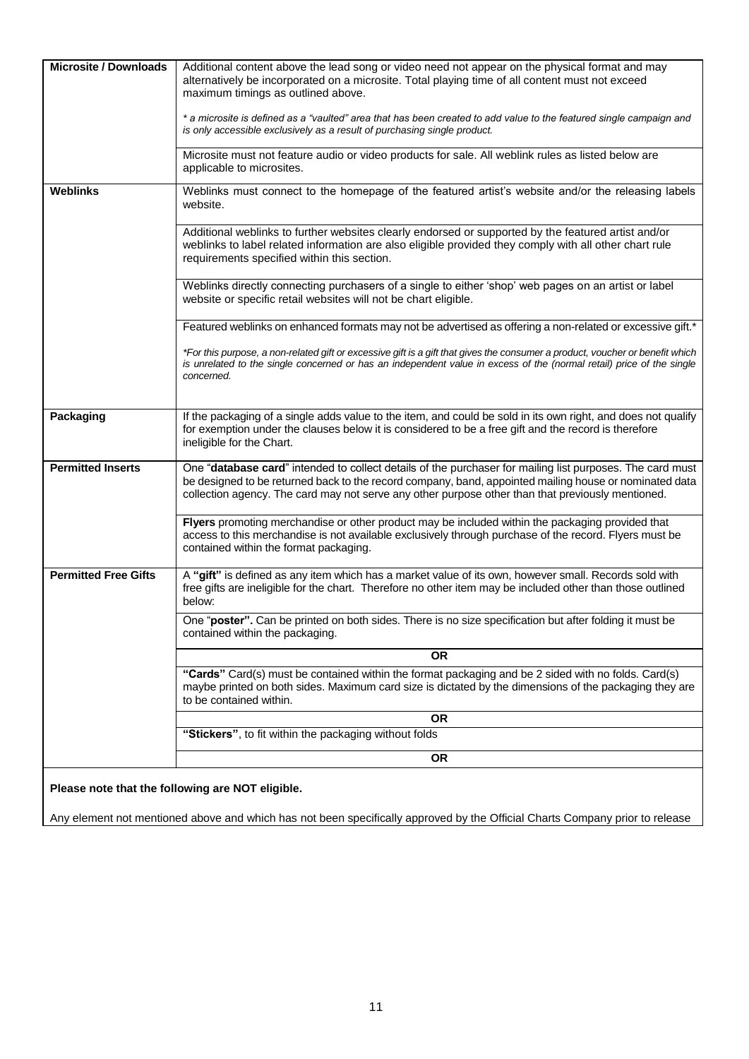| | |
|---|---|
| **Microsite / Downloads** | Additional content above the lead song or video need not appear on the physical format and may alternatively be incorporated on a microsite. Total playing time of all content must not exceed maximum timings as outlined above.<br><br>*\* a microsite is defined as a "vaulted" area that has been created to add value to the featured single campaign and is only accessible exclusively as a result of purchasing single product.* |
| | Microsite must not feature audio or video products for sale. All weblink rules as listed below are applicable to microsites. |
| **Weblinks** | Weblinks must connect to the homepage of the featured artist's website and/or the releasing labels website. |
| | Additional weblinks to further websites clearly endorsed or supported by the featured artist and/or weblinks to label related information are also eligible provided they comply with all other chart rule requirements specified within this section. |
| | Weblinks directly connecting purchasers of a single to either 'shop' web pages on an artist or label website or specific retail websites will not be chart eligible. |
| | Featured weblinks on enhanced formats may not be advertised as offering a non-related or excessive gift.*<br><br>*\*For this purpose, a non-related gift or excessive gift is a gift that gives the consumer a product, voucher or benefit which is unrelated to the single concerned or has an independent value in excess of the (normal retail) price of the single concerned.* |
| **Packaging** | If the packaging of a single adds value to the item, and could be sold in its own right, and does not qualify for exemption under the clauses below it is considered to be a free gift and the record is therefore ineligible for the Chart. |
| **Permitted Inserts** | One "**database card**" intended to collect details of the purchaser for mailing list purposes. The card must be designed to be returned back to the record company, band, appointed mailing house or nominated data collection agency. The card may not serve any other purpose other than that previously mentioned. |
| | **Flyers** promoting merchandise or other product may be included within the packaging provided that access to this merchandise is not available exclusively through purchase of the record. Flyers must be contained within the format packaging. |
| **Permitted Free Gifts** | A **"gift"** is defined as any item which has a market value of its own, however small. Records sold with free gifts are ineligible for the chart. Therefore no other item may be included other than those outlined below: |
| | One "**poster"**. Can be printed on both sides. There is no size specification but after folding it must be contained within the packaging. |
| | **OR** |
| | **"Cards"** Card(s) must be contained within the format packaging and be 2 sided with no folds. Card(s) maybe printed on both sides. Maximum card size is dictated by the dimensions of the packaging they are to be contained within. |
| | **OR** |
| | **"Stickers"**, to fit within the packaging without folds |
| | **OR** |

**Please note that the following are NOT eligible.**

Any element not mentioned above and which has not been specifically approved by the Official Charts Company prior to release